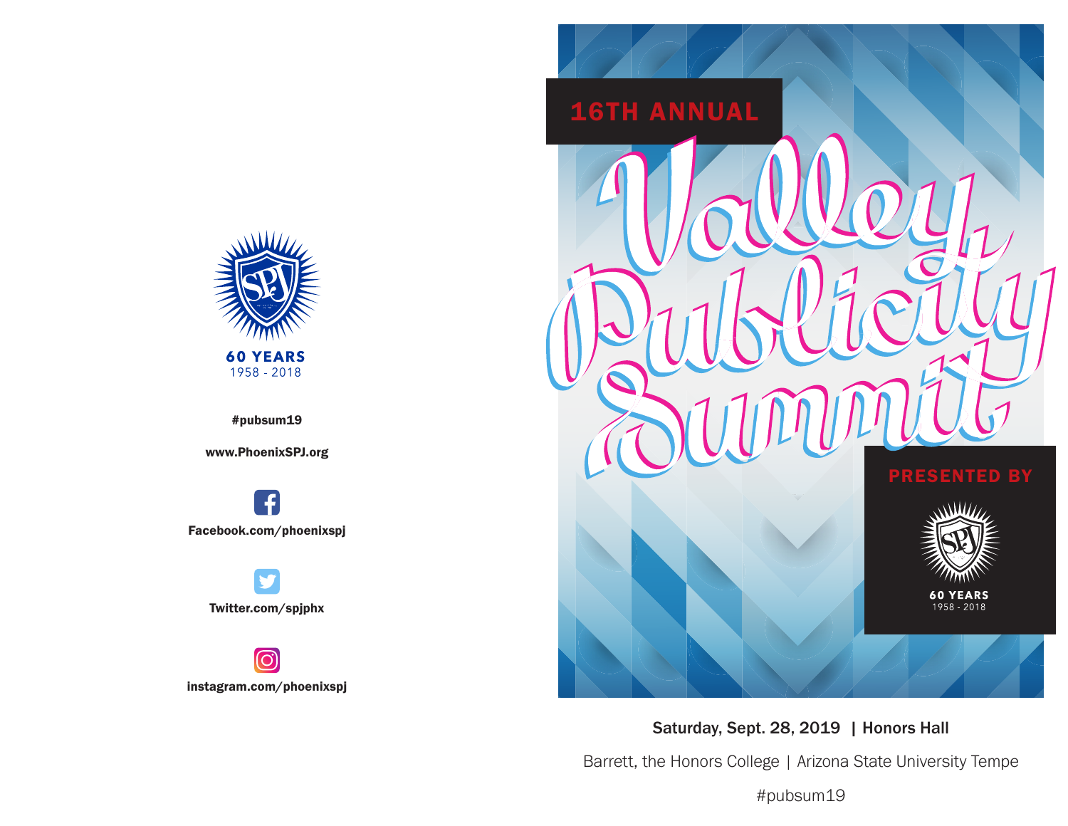60 YEARS
1958 - 2018

**#pubsum19**

**www.PhoenixSPJ.org**

**Facebook.com/phoenixspj**

**Twitter.com/spjphx**

**instagram.com/phoenixspj**

16TH ANNUAL

# Valley Publicity Summit

PRESENTED BY

60 YEARS
1958 - 2018

**Saturday, Sept. 28, 2019 | Honors Hall**

Barrett, the Honors College | Arizona State University Tempe

#pubsum19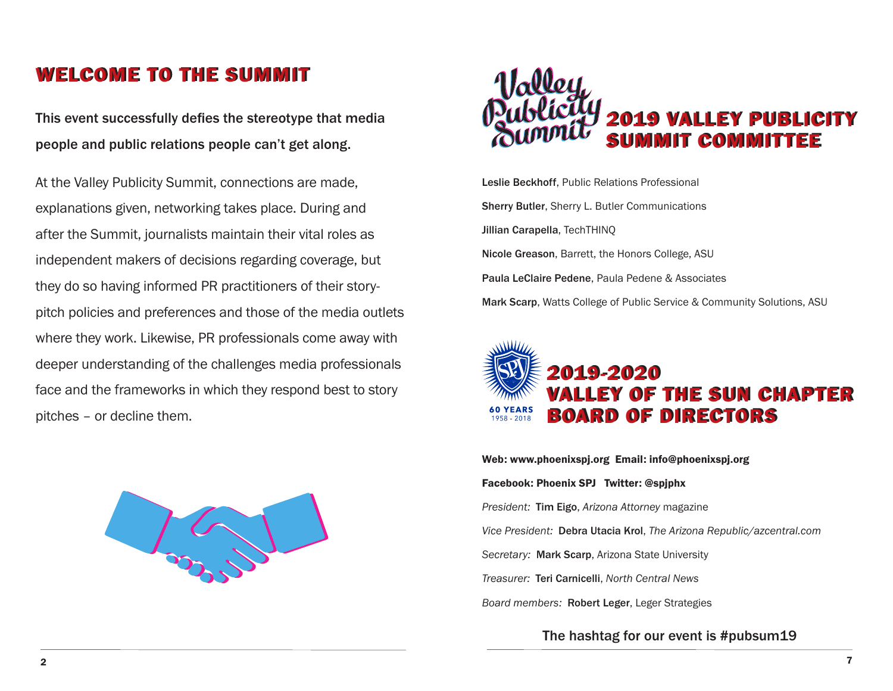# WELCOME TO THE SUMMIT

**This event successfully defies the stereotype that media people and public relations people can't get along.**

At the Valley Publicity Summit, connections are made, explanations given, networking takes place. During and after the Summit, journalists maintain their vital roles as independent makers of decisions regarding coverage, but they do so having informed PR practitioners of their story-pitch policies and preferences and those of the media outlets where they work. Likewise, PR professionals come away with deeper understanding of the challenges media professionals face and the frameworks in which they respond best to story pitches – or decline them.

# 2019 VALLEY PUBLICITY SUMMIT COMMITTEE

**Leslie Beckhoff**, Public Relations Professional

**Sherry Butler**, Sherry L. Butler Communications

**Jillian Carapella**, TechTHINQ

**Nicole Greason**, Barrett, the Honors College, ASU

**Paula LeClaire Pedene**, Paula Pedene & Associates

**Mark Scarp**, Watts College of Public Service & Community Solutions, ASU

# 2019-2020 VALLEY OF THE SUN CHAPTER BOARD OF DIRECTORS

60 YEARS 1958 - 2018

**Web: www.phoenixspj.org Email: info@phoenixspj.org**

**Facebook: Phoenix SPJ Twitter: @spjphx**

*President:* **Tim Eigo**, *Arizona Attorney* magazine

*Vice President:* **Debra Utacia Krol**, *The Arizona Republic/azcentral.com*

*Secretary:* **Mark Scarp**, Arizona State University

*Treasurer:* **Teri Carnicelli**, *North Central News*

*Board members:* **Robert Leger**, Leger Strategies

The hashtag for our event is #pubsum19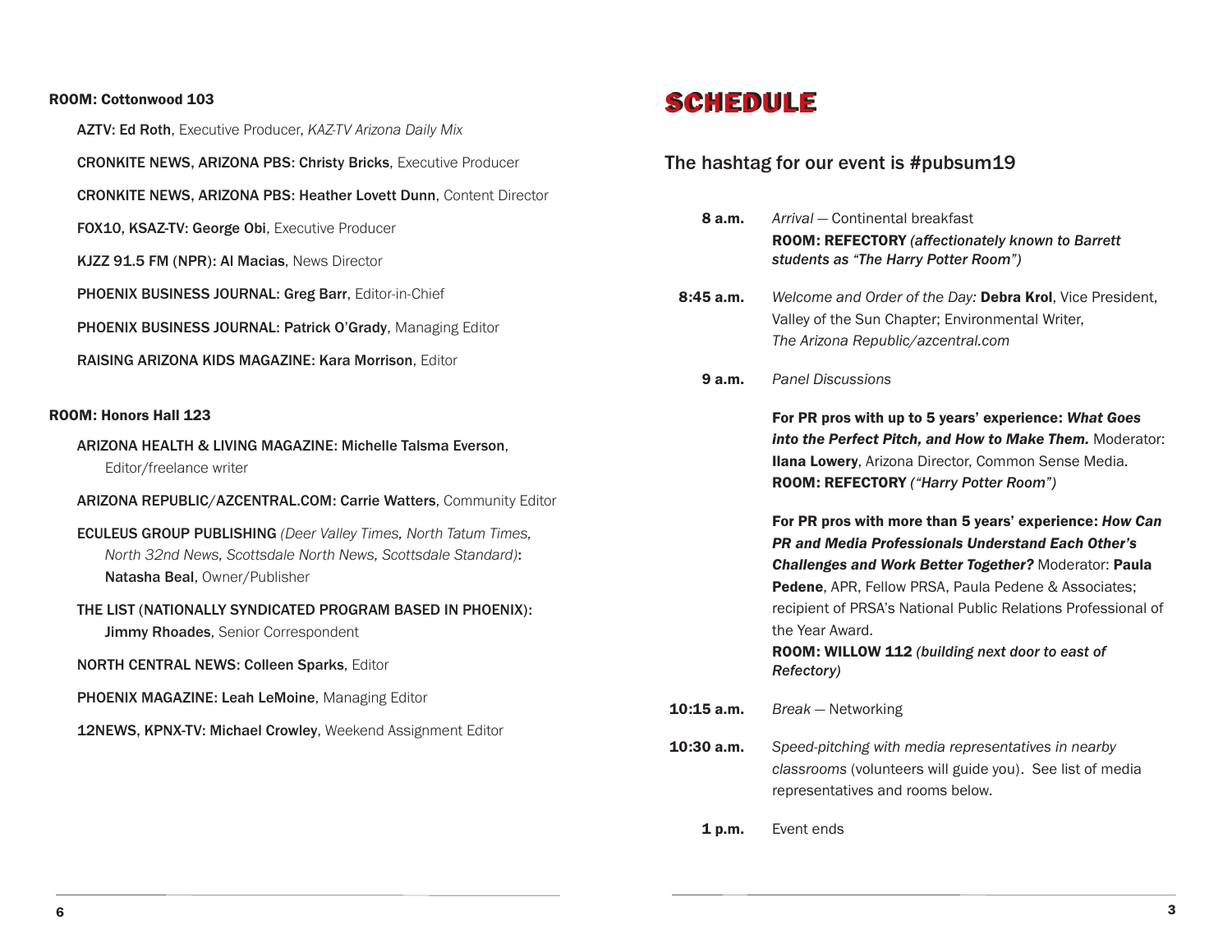**ROOM: Cottonwood 103**

- **AZTV: Ed Roth**, Executive Producer, *KAZ-TV Arizona Daily Mix*
- **CRONKITE NEWS, ARIZONA PBS: Christy Bricks**, Executive Producer
- **CRONKITE NEWS, ARIZONA PBS: Heather Lovett Dunn**, Content Director
- **FOX10, KSAZ-TV: George Obi**, Executive Producer
- **KJZZ 91.5 FM (NPR): Al Macias**, News Director
- **PHOENIX BUSINESS JOURNAL: Greg Barr**, Editor-in-Chief
- **PHOENIX BUSINESS JOURNAL: Patrick O'Grady**, Managing Editor
- **RAISING ARIZONA KIDS MAGAZINE: Kara Morrison**, Editor

**ROOM: Honors Hall 123**

- **ARIZONA HEALTH & LIVING MAGAZINE: Michelle Talsma Everson**, Editor/freelance writer
- **ARIZONA REPUBLIC/AZCENTRAL.COM: Carrie Watters**, Community Editor
- **ECULEUS GROUP PUBLISHING** *(Deer Valley Times, North Tatum Times, North 32nd News, Scottsdale North News, Scottsdale Standard)*: **Natasha Beal**, Owner/Publisher
- **THE LIST (NATIONALLY SYNDICATED PROGRAM BASED IN PHOENIX): Jimmy Rhoades**, Senior Correspondent
- **NORTH CENTRAL NEWS: Colleen Sparks**, Editor
- **PHOENIX MAGAZINE: Leah LeMoine**, Managing Editor
- **12NEWS, KPNX-TV: Michael Crowley**, Weekend Assignment Editor

# SCHEDULE

## The hashtag for our event is #pubsum19

**8 a.m.** *Arrival* — Continental breakfast
**ROOM: REFECTORY** ***(affectionately known to Barrett students as "The Harry Potter Room")***

**8:45 a.m.** *Welcome and Order of the Day:* **Debra Krol**, Vice President, Valley of the Sun Chapter; Environmental Writer, *The Arizona Republic/azcentral.com*

**9 a.m.** *Panel Discussions*

**For PR pros with up to 5 years' experience:** ***What Goes into the Perfect Pitch, and How to Make Them.*** Moderator: **Ilana Lowery**, Arizona Director, Common Sense Media.
**ROOM: REFECTORY** ***("Harry Potter Room")***

**For PR pros with more than 5 years' experience:** ***How Can PR and Media Professionals Understand Each Other's Challenges and Work Better Together?*** Moderator: **Paula Pedene**, APR, Fellow PRSA, Paula Pedene & Associates; recipient of PRSA's National Public Relations Professional of the Year Award.
**ROOM: WILLOW 112** ***(building next door to east of Refectory)***

**10:15 a.m.** *Break* — Networking

**10:30 a.m.** *Speed-pitching with media representatives in nearby classrooms* (volunteers will guide you). See list of media representatives and rooms below.

**1 p.m.** Event ends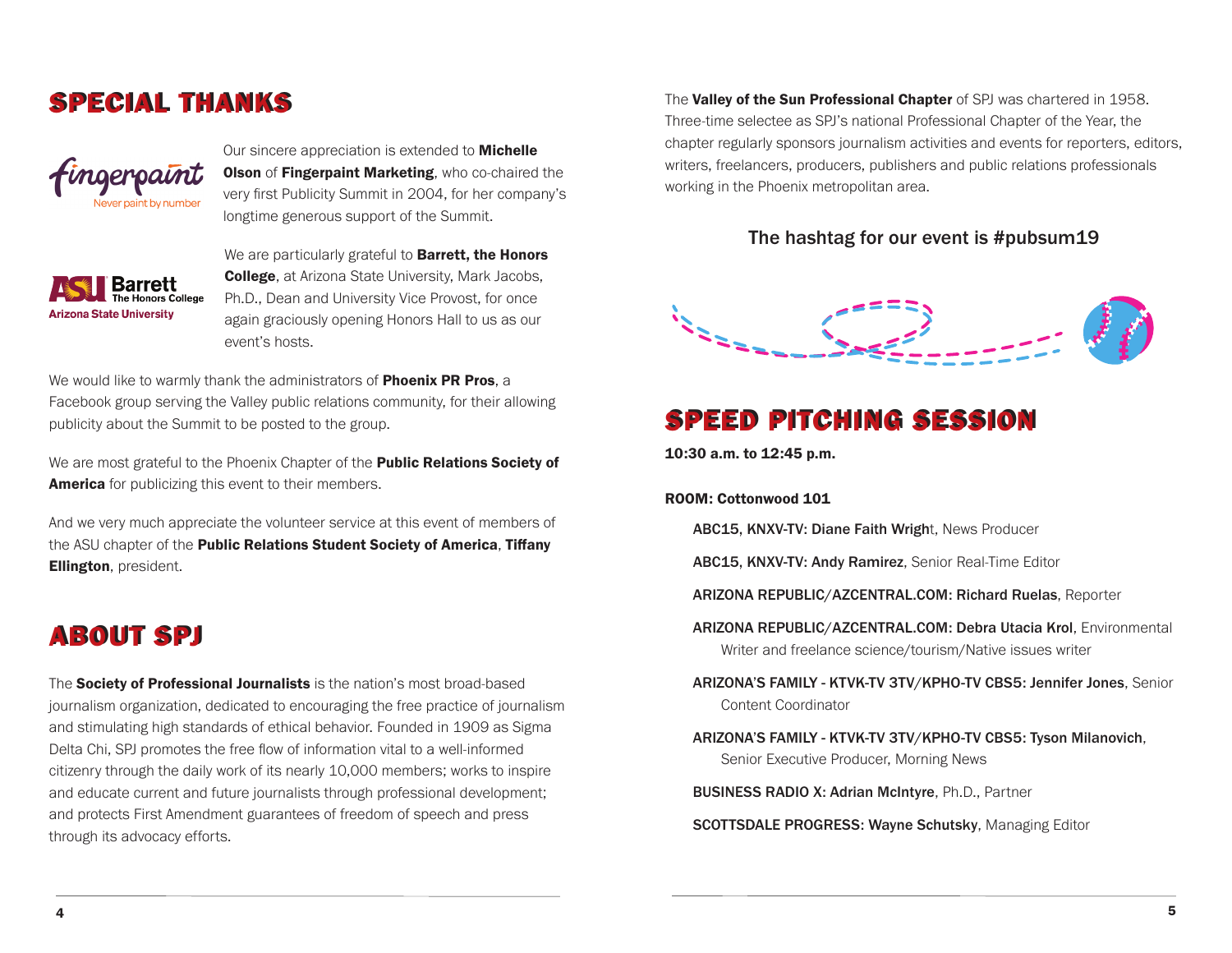## SPECIAL THANKS

Our sincere appreciation is extended to **Michelle Olson** of **Fingerpaint Marketing**, who co-chaired the very first Publicity Summit in 2004, for her company's longtime generous support of the Summit.

We are particularly grateful to **Barrett, the Honors College**, at Arizona State University, Mark Jacobs, Ph.D., Dean and University Vice Provost, for once again graciously opening Honors Hall to us as our event's hosts.

We would like to warmly thank the administrators of **Phoenix PR Pros**, a Facebook group serving the Valley public relations community, for their allowing publicity about the Summit to be posted to the group.

We are most grateful to the Phoenix Chapter of the **Public Relations Society of America** for publicizing this event to their members.

And we very much appreciate the volunteer service at this event of members of the ASU chapter of the **Public Relations Student Society of America**, **Tiffany Ellington**, president.

## ABOUT SPJ

The **Society of Professional Journalists** is the nation's most broad-based journalism organization, dedicated to encouraging the free practice of journalism and stimulating high standards of ethical behavior. Founded in 1909 as Sigma Delta Chi, SPJ promotes the free flow of information vital to a well-informed citizenry through the daily work of its nearly 10,000 members; works to inspire and educate current and future journalists through professional development; and protects First Amendment guarantees of freedom of speech and press through its advocacy efforts.

The **Valley of the Sun Professional Chapter** of SPJ was chartered in 1958. Three-time selectee as SPJ's national Professional Chapter of the Year, the chapter regularly sponsors journalism activities and events for reporters, editors, writers, freelancers, producers, publishers and public relations professionals working in the Phoenix metropolitan area.

The hashtag for our event is #pubsum19

## SPEED PITCHING SESSION

**10:30 a.m. to 12:45 p.m.**

**ROOM: Cottonwood 101**

**ABC15, KNXV-TV: Diane Faith Wright**, News Producer

**ABC15, KNXV-TV: Andy Ramirez**, Senior Real-Time Editor

**ARIZONA REPUBLIC/AZCENTRAL.COM: Richard Ruelas**, Reporter

**ARIZONA REPUBLIC/AZCENTRAL.COM: Debra Utacia Krol**, Environmental Writer and freelance science/tourism/Native issues writer

**ARIZONA'S FAMILY - KTVK-TV 3TV/KPHO-TV CBS5: Jennifer Jones**, Senior Content Coordinator

**ARIZONA'S FAMILY - KTVK-TV 3TV/KPHO-TV CBS5: Tyson Milanovich**, Senior Executive Producer, Morning News

**BUSINESS RADIO X: Adrian McIntyre**, Ph.D., Partner

**SCOTTSDALE PROGRESS: Wayne Schutsky**, Managing Editor